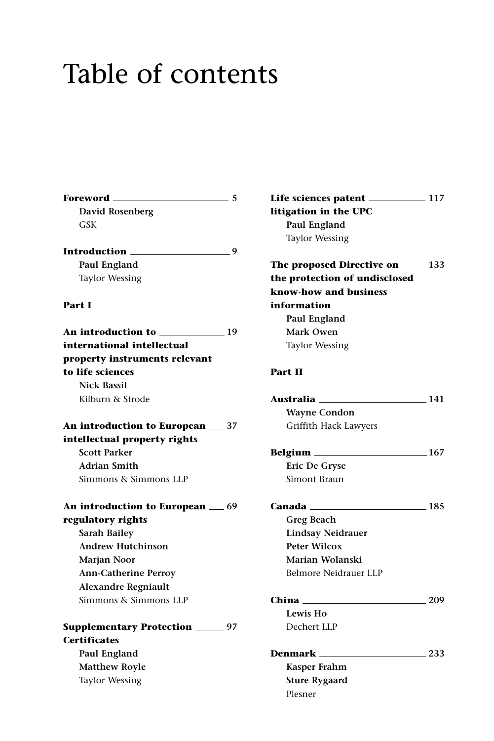# Table of contents

**Foreword** 5
**David Rosenberg**
GSK

**Introduction** 9
**Paul England**
Taylor Wessing

**Part I**

**An introduction to international intellectual property instruments relevant to life sciences** 19
**Nick Bassil**
Kilburn & Strode

**An introduction to European intellectual property rights** 37
**Scott Parker**
**Adrian Smith**
Simmons & Simmons LLP

**An introduction to European regulatory rights** 69
**Sarah Bailey**
**Andrew Hutchinson**
**Marjan Noor**
**Ann-Catherine Perroy**
**Alexandre Regniault**
Simmons & Simmons LLP

**Supplementary Protection Certificates** 97
**Paul England**
**Matthew Royle**
Taylor Wessing

**Life sciences patent litigation in the UPC** 117
**Paul England**
Taylor Wessing

**The proposed Directive on the protection of undisclosed know-how and business information** 133
**Paul England**
**Mark Owen**
Taylor Wessing

**Part II**

**Australia** 141
**Wayne Condon**
Griffith Hack Lawyers

**Belgium** 167
**Eric De Gryse**
Simont Braun

**Canada** 185
**Greg Beach**
**Lindsay Neidrauer**
**Peter Wilcox**
**Marian Wolanski**
Belmore Neidrauer LLP

**China** 209
**Lewis Ho**
Dechert LLP

**Denmark** 233
**Kasper Frahm**
**Sture Rygaard**
Plesner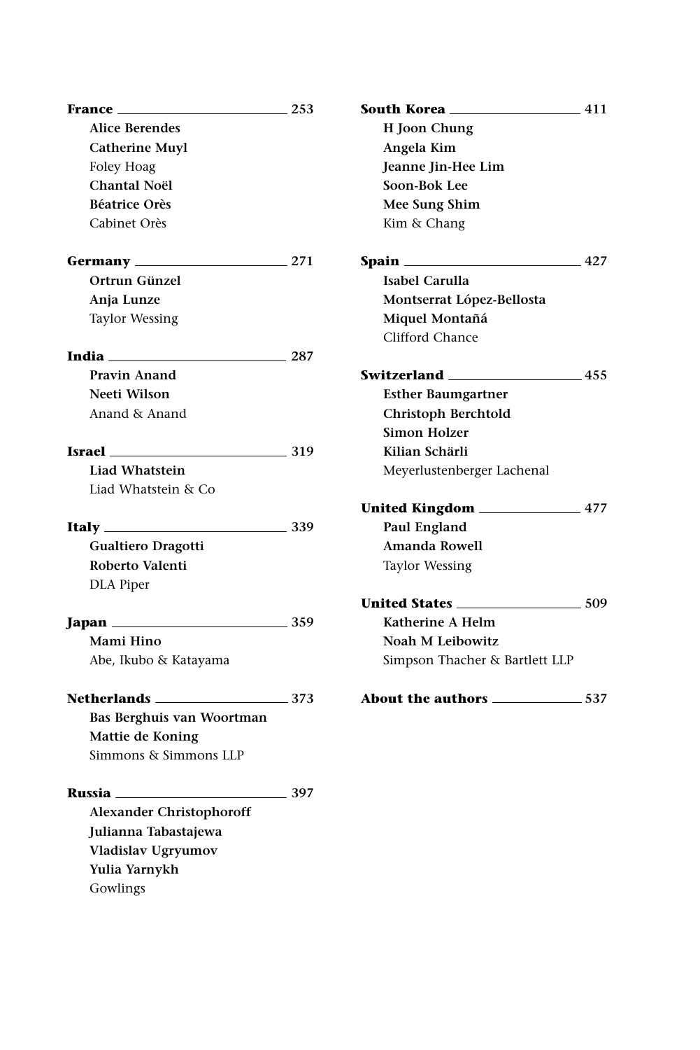**France** 253
**Alice Berendes**
**Catherine Muyl**
Foley Hoag
**Chantal Noël**
**Béatrice Orès**
Cabinet Orès

**Germany** 271
**Ortrun Günzel**
**Anja Lunze**
Taylor Wessing

**India** 287
**Pravin Anand**
**Neeti Wilson**
Anand & Anand

**Israel** 319
**Liad Whatstein**
Liad Whatstein & Co

**Italy** 339
**Gualtiero Dragotti**
**Roberto Valenti**
DLA Piper

**Japan** 359
**Mami Hino**
Abe, Ikubo & Katayama

**Netherlands** 373
**Bas Berghuis van Woortman**
**Mattie de Koning**
Simmons & Simmons LLP

**Russia** 397
**Alexander Christophoroff**
**Julianna Tabastajewa**
**Vladislav Ugryumov**
**Yulia Yarnykh**
Gowlings

**South Korea** 411
**H Joon Chung**
**Angela Kim**
**Jeanne Jin-Hee Lim**
**Soon-Bok Lee**
**Mee Sung Shim**
Kim & Chang

**Spain** 427
**Isabel Carulla**
**Montserrat López-Bellosta**
**Miquel Montañá**
Clifford Chance

**Switzerland** 455
**Esther Baumgartner**
**Christoph Berchtold**
**Simon Holzer**
**Kilian Schärli**
Meyerlustenberger Lachenal

**United Kingdom** 477
**Paul England**
**Amanda Rowell**
Taylor Wessing

**United States** 509
**Katherine A Helm**
**Noah M Leibowitz**
Simpson Thacher & Bartlett LLP

**About the authors** 537